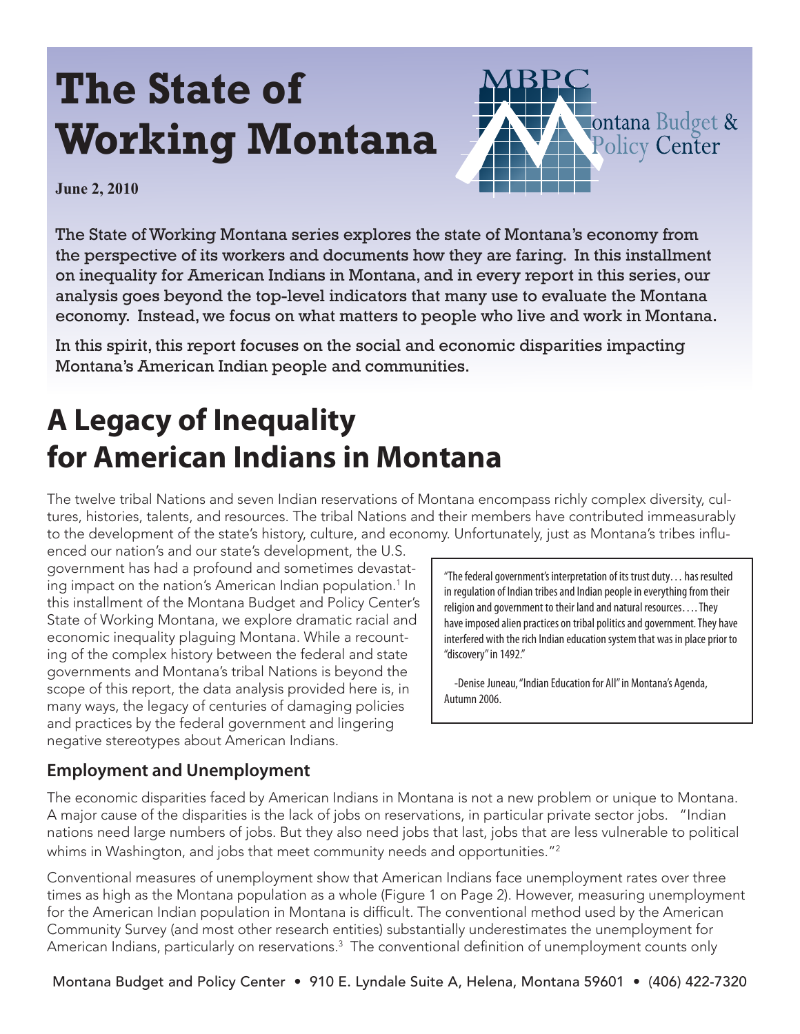# The State of Working Montana

**June 2, 2010**

The State of Working Montana series explores the state of Montana's economy from the perspective of its workers and documents how they are faring. In this installment on inequality for American Indians in Montana, and in every report in this series, our analysis goes beyond the top-level indicators that many use to evaluate the Montana economy. Instead, we focus on what matters to people who live and work in Montana.

In this spirit, this report focuses on the social and economic disparities impacting Montana's American Indian people and communities.

## A Legacy of Inequality for American Indians in Montana

The twelve tribal Nations and seven Indian reservations of Montana encompass richly complex diversity, cultures, histories, talents, and resources. The tribal Nations and their members have contributed immeasurably to the development of the state's history, culture, and economy. Unfortunately, just as Montana's tribes influenced our nation's and our state's development, the U.S. government has had a profound and sometimes devastating impact on the nation's American Indian population.[1] In this installment of the Montana Budget and Policy Center's State of Working Montana, we explore dramatic racial and economic inequality plaguing Montana. While a recounting of the complex history between the federal and state governments and Montana's tribal Nations is beyond the scope of this report, the data analysis provided here is, in many ways, the legacy of centuries of damaging policies and practices by the federal government and lingering negative stereotypes about American Indians.

> "The federal government's interpretation of its trust duty… has resulted in regulation of Indian tribes and Indian people in everything from their religion and government to their land and natural resources…. They have imposed alien practices on tribal politics and government. They have interfered with the rich Indian education system that was in place prior to "discovery" in 1492."
>
> -Denise Juneau, "Indian Education for All" in Montana's Agenda, Autumn 2006.

### Employment and Unemployment

The economic disparities faced by American Indians in Montana is not a new problem or unique to Montana. A major cause of the disparities is the lack of jobs on reservations, in particular private sector jobs. "Indian nations need large numbers of jobs. But they also need jobs that last, jobs that are less vulnerable to political whims in Washington, and jobs that meet community needs and opportunities."[2]

Conventional measures of unemployment show that American Indians face unemployment rates over three times as high as the Montana population as a whole (Figure 1 on Page 2). However, measuring unemployment for the American Indian population in Montana is difficult. The conventional method used by the American Community Survey (and most other research entities) substantially underestimates the unemployment for American Indians, particularly on reservations.[3] The conventional definition of unemployment counts only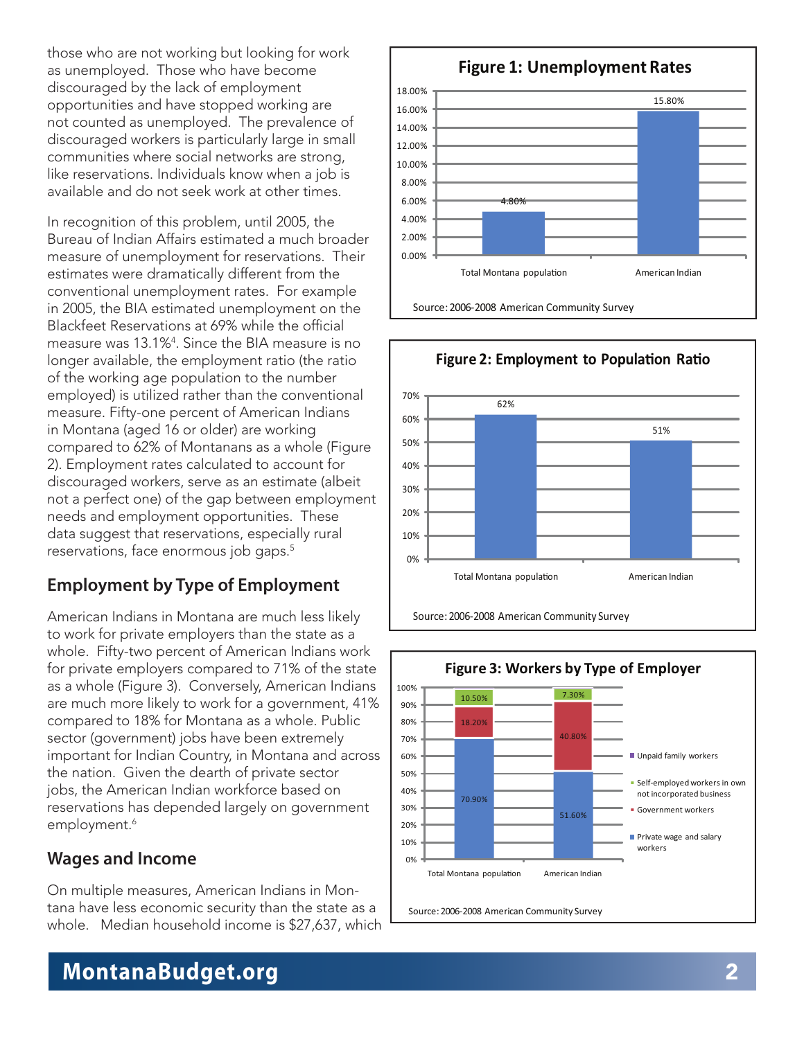those who are not working but looking for work as unemployed. Those who have become discouraged by the lack of employment opportunities and have stopped working are not counted as unemployed. The prevalence of discouraged workers is particularly large in small communities where social networks are strong, like reservations. Individuals know when a job is available and do not seek work at other times.

In recognition of this problem, until 2005, the Bureau of Indian Affairs estimated a much broader measure of unemployment for reservations. Their estimates were dramatically different from the conventional unemployment rates. For example in 2005, the BIA estimated unemployment on the Blackfeet Reservations at 69% while the official measure was 13.1%[4]. Since the BIA measure is no longer available, the employment ratio (the ratio of the working age population to the number employed) is utilized rather than the conventional measure. Fifty-one percent of American Indians in Montana (aged 16 or older) are working compared to 62% of Montanans as a whole (Figure 2). Employment rates calculated to account for discouraged workers, serve as an estimate (albeit not a perfect one) of the gap between employment needs and employment opportunities. These data suggest that reservations, especially rural reservations, face enormous job gaps.[5]

## Employment by Type of Employment

American Indians in Montana are much less likely to work for private employers than the state as a whole. Fifty-two percent of American Indians work for private employers compared to 71% of the state as a whole (Figure 3). Conversely, American Indians are much more likely to work for a government, 41% compared to 18% for Montana as a whole. Public sector (government) jobs have been extremely important for Indian Country, in Montana and across the nation. Given the dearth of private sector jobs, the American Indian workforce based on reservations has depended largely on government employment.[6]

## Wages and Income

On multiple measures, American Indians in Montana have less economic security than the state as a whole. Median household income is $27,637, which

**Figure 1: Unemployment Rates**

| | Total Montana population | American Indian |
|---|---|---|
| Unemployment rate | 4.80% | 15.80% |

Source: 2006-2008 American Community Survey

**Figure 2: Employment to Population Ratio**

| | Total Montana population | American Indian |
|---|---|---|
| Employment to population ratio | 62% | 51% |

Source: 2006-2008 American Community Survey

**Figure 3: Workers by Type of Employer**

| | Total Montana population | American Indian |
|---|---|---|
| Private wage and salary workers | 70.90% | 51.60% |
| Government workers | 18.20% | 40.80% |
| Self-employed workers in own not incorporated business | 10.50% | 7.30% |
| Unpaid family workers | | |

Source: 2006-2008 American Community Survey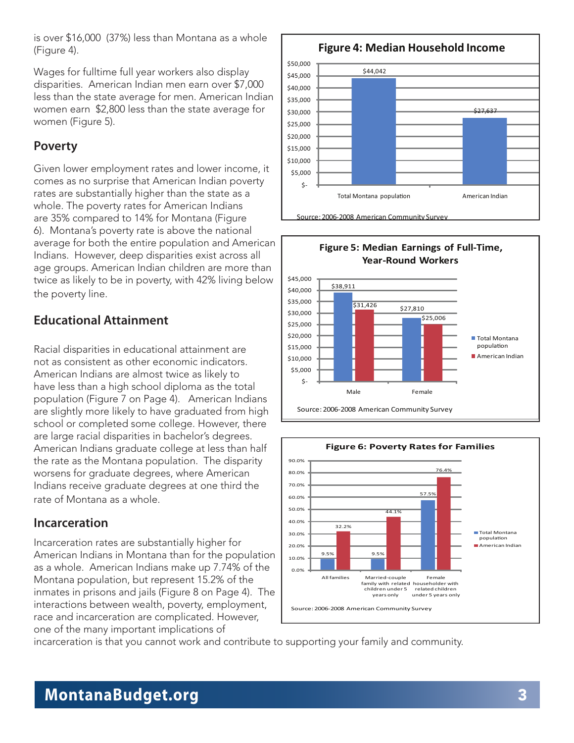is over $16,000 (37%) less than Montana as a whole (Figure 4).

Wages for fulltime full year workers also display disparities. American Indian men earn over $7,000 less than the state average for men. American Indian women earn $2,800 less than the state average for women (Figure 5).

## Poverty

Given lower employment rates and lower income, it comes as no surprise that American Indian poverty rates are substantially higher than the state as a whole. The poverty rates for American Indians are 35% compared to 14% for Montana (Figure 6). Montana's poverty rate is above the national average for both the entire population and American Indians. However, deep disparities exist across all age groups. American Indian children are more than twice as likely to be in poverty, with 42% living below the poverty line.

## Educational Attainment

Racial disparities in educational attainment are not as consistent as other economic indicators. American Indians are almost twice as likely to have less than a high school diploma as the total population (Figure 7 on Page 4). American Indians are slightly more likely to have graduated from high school or completed some college. However, there are large racial disparities in bachelor's degrees. American Indians graduate college at less than half the rate as the Montana population. The disparity worsens for graduate degrees, where American Indians receive graduate degrees at one third the rate of Montana as a whole.

## Incarceration

Incarceration rates are substantially higher for American Indians in Montana than for the population as a whole. American Indians make up 7.74% of the Montana population, but represent 15.2% of the inmates in prisons and jails (Figure 8 on Page 4). The interactions between wealth, poverty, employment, race and incarceration are complicated. However, one of the many important implications of incarceration is that you cannot work and contribute to supporting your family and community.

**Figure 4: Median Household Income**

| | Median Household Income |
|---|---|
| Total Montana population | $44,042 |
| American Indian | $27,637 |

Source: 2006-2008 American Community Survey

**Figure 5: Median Earnings of Full-Time, Year-Round Workers**

| | Total Montana population | American Indian |
|---|---|---|
| Male | $38,911 | $31,426 |
| Female | $27,810 | $25,006 |

Source: 2006-2008 American Community Survey

**Figure 6: Poverty Rates for Families**

| | Total Montana population | American Indian |
|---|---|---|
| All families | 9.5% | 32.2% |
| Married-couple family with related children under 5 years only | 9.5% | 44.1% |
| Female householder with related children under 5 years only | 57.5% | 76.4% |

Source: 2006-2008 American Community Survey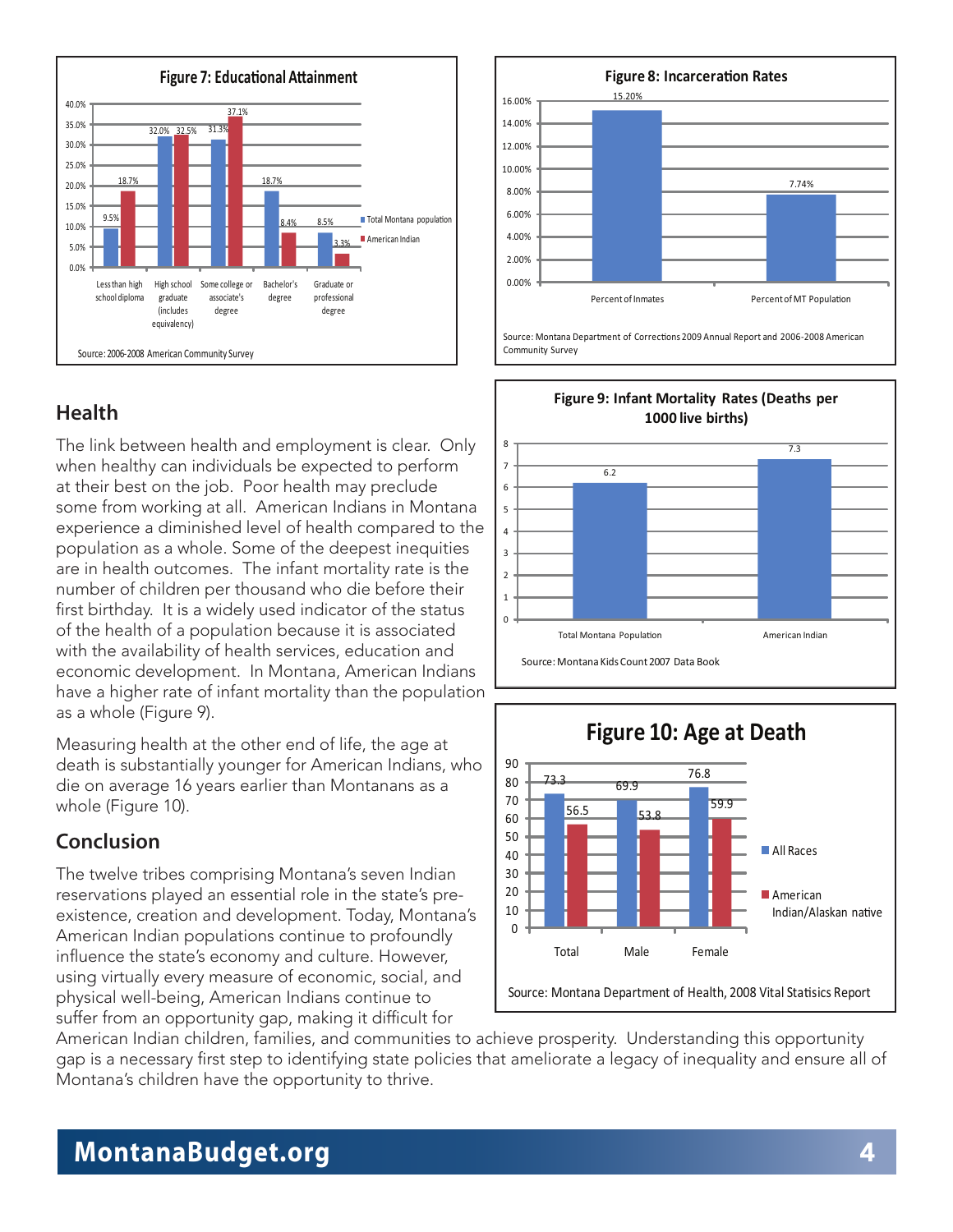**Figure 7: Educational Attainment**

| | Total Montana population | American Indian |
|---|---|---|
| Less than high school diploma | 9.5% | 18.7% |
| High school graduate (includes equivalency) | 32.0% | 32.5% |
| Some college or associate's degree | 31.3% | 37.1% |
| Bachelor's degree | 18.7% | 8.4% |
| Graduate or professional degree | 8.5% | 3.3% |

Source: 2006-2008 American Community Survey

**Figure 8: Incarceration Rates**

| Percent of Inmates | Percent of MT Population |
|---|---|
| 15.20% | 7.74% |

Source: Montana Department of Corrections 2009 Annual Report and 2006-2008 American Community Survey

## Health

The link between health and employment is clear. Only when healthy can individuals be expected to perform at their best on the job. Poor health may preclude some from working at all. American Indians in Montana experience a diminished level of health compared to the population as a whole. Some of the deepest inequities are in health outcomes. The infant mortality rate is the number of children per thousand who die before their first birthday. It is a widely used indicator of the status of the health of a population because it is associated with the availability of health services, education and economic development. In Montana, American Indians have a higher rate of infant mortality than the population as a whole (Figure 9).

Measuring health at the other end of life, the age at death is substantially younger for American Indians, who die on average 16 years earlier than Montanans as a whole (Figure 10).

**Figure 9: Infant Mortality Rates (Deaths per 1000 live births)**

| Total Montana Population | American Indian |
|---|---|
| 6.2 | 7.3 |

Source: Montana Kids Count 2007 Data Book

**Figure 10: Age at Death**

| | All Races | American Indian/Alaskan native |
|---|---|---|
| Total | 73.3 | 56.5 |
| Male | 69.9 | 53.8 |
| Female | 76.8 | 59.9 |

Source: Montana Department of Health, 2008 Vital Statisics Report

## Conclusion

The twelve tribes comprising Montana's seven Indian reservations played an essential role in the state's pre-existence, creation and development. Today, Montana's American Indian populations continue to profoundly influence the state's economy and culture. However, using virtually every measure of economic, social, and physical well-being, American Indians continue to suffer from an opportunity gap, making it difficult for American Indian children, families, and communities to achieve prosperity. Understanding this opportunity gap is a necessary first step to identifying state policies that ameliorate a legacy of inequality and ensure all of Montana's children have the opportunity to thrive.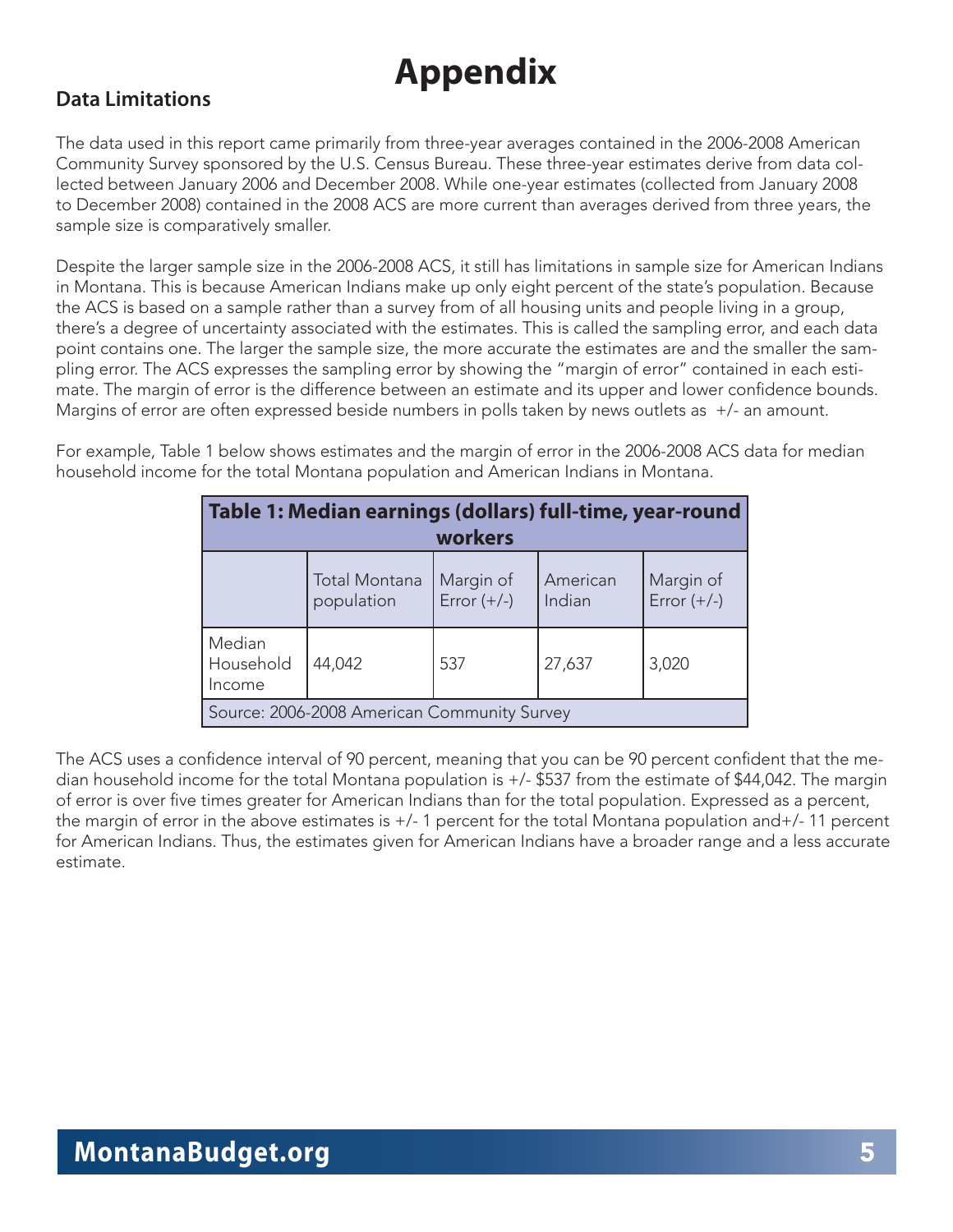# Appendix

## Data Limitations

The data used in this report came primarily from three-year averages contained in the 2006-2008 American Community Survey sponsored by the U.S. Census Bureau. These three-year estimates derive from data collected between January 2006 and December 2008. While one-year estimates (collected from January 2008 to December 2008) contained in the 2008 ACS are more current than averages derived from three years, the sample size is comparatively smaller.

Despite the larger sample size in the 2006-2008 ACS, it still has limitations in sample size for American Indians in Montana. This is because American Indians make up only eight percent of the state's population. Because the ACS is based on a sample rather than a survey from of all housing units and people living in a group, there's a degree of uncertainty associated with the estimates. This is called the sampling error, and each data point contains one. The larger the sample size, the more accurate the estimates are and the smaller the sampling error. The ACS expresses the sampling error by showing the "margin of error" contained in each estimate. The margin of error is the difference between an estimate and its upper and lower confidence bounds. Margins of error are often expressed beside numbers in polls taken by news outlets as +/- an amount.

For example, Table 1 below shows estimates and the margin of error in the 2006-2008 ACS data for median household income for the total Montana population and American Indians in Montana.

**Table 1: Median earnings (dollars) full-time, year-round workers**

| | Total Montana population | Margin of Error (+/-) | American Indian | Margin of Error (+/-) |
|---|---|---|---|---|
| Median Household Income | 44,042 | 537 | 27,637 | 3,020 |

Source: 2006-2008 American Community Survey

The ACS uses a confidence interval of 90 percent, meaning that you can be 90 percent confident that the median household income for the total Montana population is +/- $537 from the estimate of $44,042. The margin of error is over five times greater for American Indians than for the total population. Expressed as a percent, the margin of error in the above estimates is +/- 1 percent for the total Montana population and+/- 11 percent for American Indians. Thus, the estimates given for American Indians have a broader range and a less accurate estimate.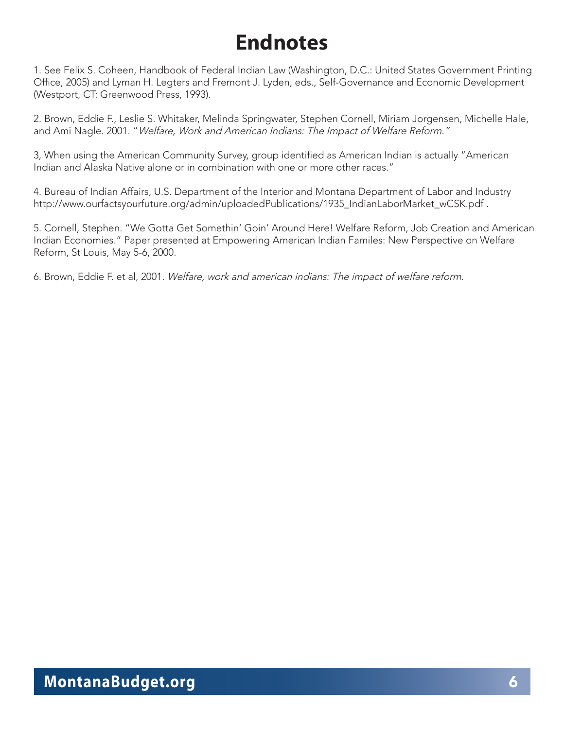# Endnotes

1. See Felix S. Coheen, Handbook of Federal Indian Law (Washington, D.C.: United States Government Printing Office, 2005) and Lyman H. Legters and Fremont J. Lyden, eds., Self-Governance and Economic Development (Westport, CT: Greenwood Press, 1993).

2. Brown, Eddie F., Leslie S. Whitaker, Melinda Springwater, Stephen Cornell, Miriam Jorgensen, Michelle Hale, and Ami Nagle. 2001. "*Welfare, Work and American Indians: The Impact of Welfare Reform."*

3, When using the American Community Survey, group identified as American Indian is actually "American Indian and Alaska Native alone or in combination with one or more other races."

4. Bureau of Indian Affairs, U.S. Department of the Interior and Montana Department of Labor and Industry http://www.ourfactsyourfuture.org/admin/uploadedPublications/1935_IndianLaborMarket_wCSK.pdf .

5. Cornell, Stephen. "We Gotta Get Somethin' Goin' Around Here! Welfare Reform, Job Creation and American Indian Economies." Paper presented at Empowering American Indian Familes: New Perspective on Welfare Reform, St Louis, May 5-6, 2000.

6. Brown, Eddie F. et al, 2001. *Welfare, work and american indians: The impact of welfare reform.*